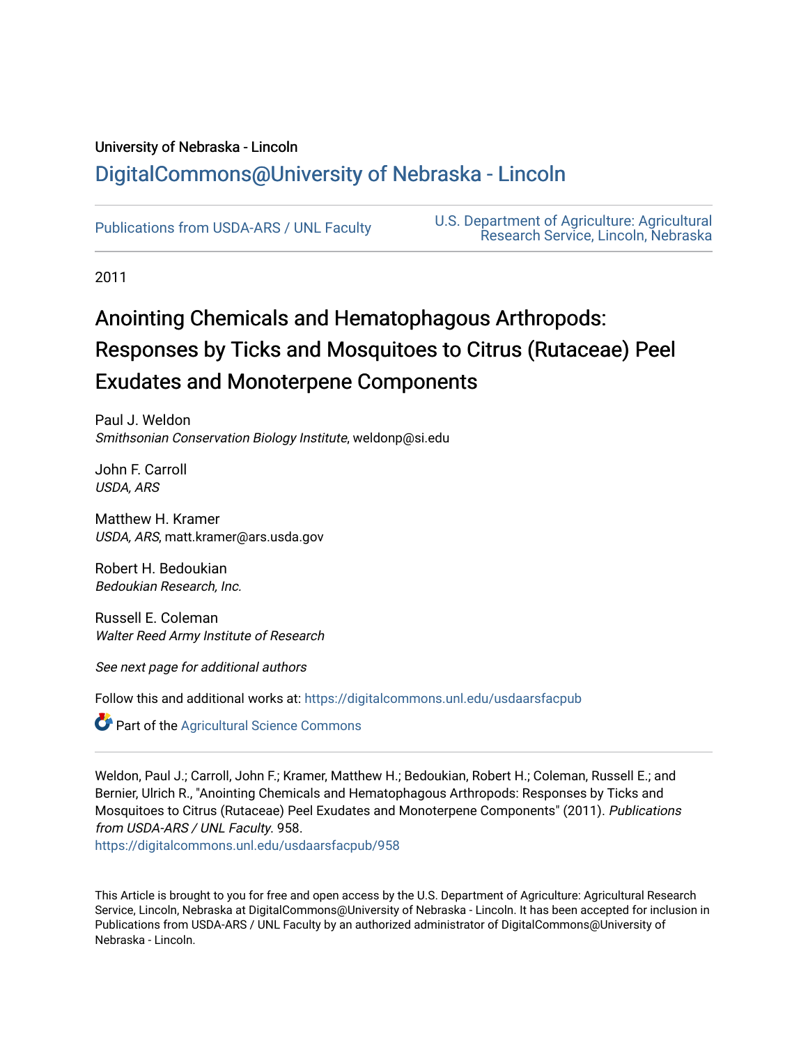University of Nebraska - Lincoln

# DigitalCommons@University of Nebraska - Lincoln

Publications from USDA-ARS / UNL Faculty

U.S. Department of Agriculture: Agricultural Research Service, Lincoln, Nebraska

2011

## Anointing Chemicals and Hematophagous Arthropods: Responses by Ticks and Mosquitoes to Citrus (Rutaceae) Peel Exudates and Monoterpene Components

Paul J. Weldon
*Smithsonian Conservation Biology Institute*, weldonp@si.edu

John F. Carroll
*USDA, ARS*

Matthew H. Kramer
*USDA, ARS*, matt.kramer@ars.usda.gov

Robert H. Bedoukian
*Bedoukian Research, Inc.*

Russell E. Coleman
*Walter Reed Army Institute of Research*

*See next page for additional authors*

Follow this and additional works at: https://digitalcommons.unl.edu/usdaarsfacpub

Part of the Agricultural Science Commons

Weldon, Paul J.; Carroll, John F.; Kramer, Matthew H.; Bedoukian, Robert H.; Coleman, Russell E.; and Bernier, Ulrich R., "Anointing Chemicals and Hematophagous Arthropods: Responses by Ticks and Mosquitoes to Citrus (Rutaceae) Peel Exudates and Monoterpene Components" (2011). *Publications from USDA-ARS / UNL Faculty*. 958.
https://digitalcommons.unl.edu/usdaarsfacpub/958

This Article is brought to you for free and open access by the U.S. Department of Agriculture: Agricultural Research Service, Lincoln, Nebraska at DigitalCommons@University of Nebraska - Lincoln. It has been accepted for inclusion in Publications from USDA-ARS / UNL Faculty by an authorized administrator of DigitalCommons@University of Nebraska - Lincoln.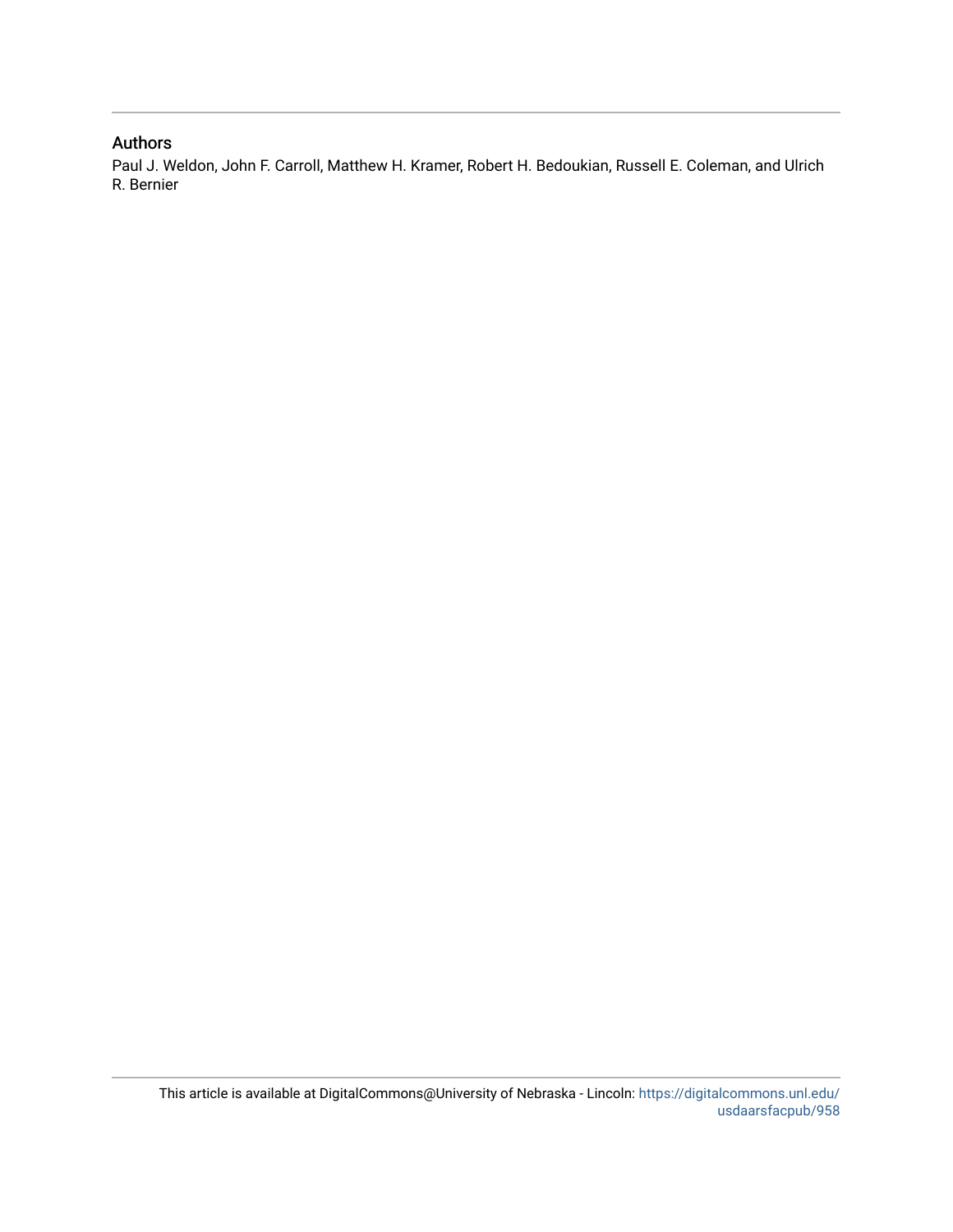## Authors

Paul J. Weldon, John F. Carroll, Matthew H. Kramer, Robert H. Bedoukian, Russell E. Coleman, and Ulrich R. Bernier

This article is available at DigitalCommons@University of Nebraska - Lincoln: https://digitalcommons.unl.edu/usdaarsfacpub/958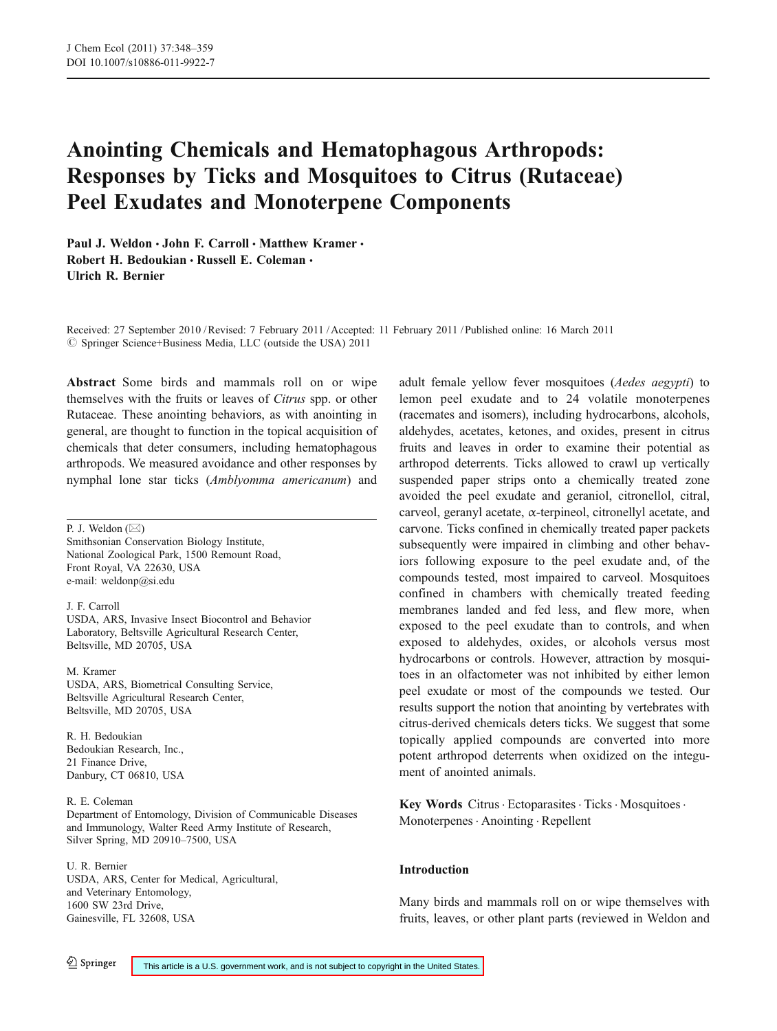# Anointing Chemicals and Hematophagous Arthropods: Responses by Ticks and Mosquitoes to Citrus (Rutaceae) Peel Exudates and Monoterpene Components

**Paul J. Weldon · John F. Carroll · Matthew Kramer · Robert H. Bedoukian · Russell E. Coleman · Ulrich R. Bernier**

Received: 27 September 2010 / Revised: 7 February 2011 / Accepted: 11 February 2011 / Published online: 16 March 2011
© Springer Science+Business Media, LLC (outside the USA) 2011

**Abstract** Some birds and mammals roll on or wipe themselves with the fruits or leaves of *Citrus* spp. or other Rutaceae. These anointing behaviors, as with anointing in general, are thought to function in the topical acquisition of chemicals that deter consumers, including hematophagous arthropods. We measured avoidance and other responses by nymphal lone star ticks (*Amblyomma americanum*) and adult female yellow fever mosquitoes (*Aedes aegypti*) to lemon peel exudate and to 24 volatile monoterpenes (racemates and isomers), including hydrocarbons, alcohols, aldehydes, acetates, ketones, and oxides, present in citrus fruits and leaves in order to examine their potential as arthropod deterrents. Ticks allowed to crawl up vertically suspended paper strips onto a chemically treated zone avoided the peel exudate and geraniol, citronellol, citral, carveol, geranyl acetate, α-terpineol, citronellyl acetate, and carvone. Ticks confined in chemically treated paper packets subsequently were impaired in climbing and other behaviors following exposure to the peel exudate and, of the compounds tested, most impaired to carveol. Mosquitoes confined in chambers with chemically treated feeding membranes landed and fed less, and flew more, when exposed to the peel exudate than to controls, and when exposed to aldehydes, oxides, or alcohols versus most hydrocarbons or controls. However, attraction by mosquitoes in an olfactometer was not inhibited by either lemon peel exudate or most of the compounds we tested. Our results support the notion that anointing by vertebrates with citrus-derived chemicals deters ticks. We suggest that some topically applied compounds are converted into more potent arthropod deterrents when oxidized on the integument of anointed animals.

**Key Words** Citrus · Ectoparasites · Ticks · Mosquitoes · Monoterpenes · Anointing · Repellent

P. J. Weldon (✉)
Smithsonian Conservation Biology Institute,
National Zoological Park, 1500 Remount Road,
Front Royal, VA 22630, USA
e-mail: weldonp@si.edu

J. F. Carroll
USDA, ARS, Invasive Insect Biocontrol and Behavior Laboratory, Beltsville Agricultural Research Center,
Beltsville, MD 20705, USA

M. Kramer
USDA, ARS, Biometrical Consulting Service,
Beltsville Agricultural Research Center,
Beltsville, MD 20705, USA

R. H. Bedoukian
Bedoukian Research, Inc.,
21 Finance Drive,
Danbury, CT 06810, USA

R. E. Coleman
Department of Entomology, Division of Communicable Diseases and Immunology, Walter Reed Army Institute of Research,
Silver Spring, MD 20910–7500, USA

U. R. Bernier
USDA, ARS, Center for Medical, Agricultural, and Veterinary Entomology,
1600 SW 23rd Drive,
Gainesville, FL 32608, USA

## Introduction

Many birds and mammals roll on or wipe themselves with fruits, leaves, or other plant parts (reviewed in Weldon and

This article is a U.S. government work, and is not subject to copyright in the United States.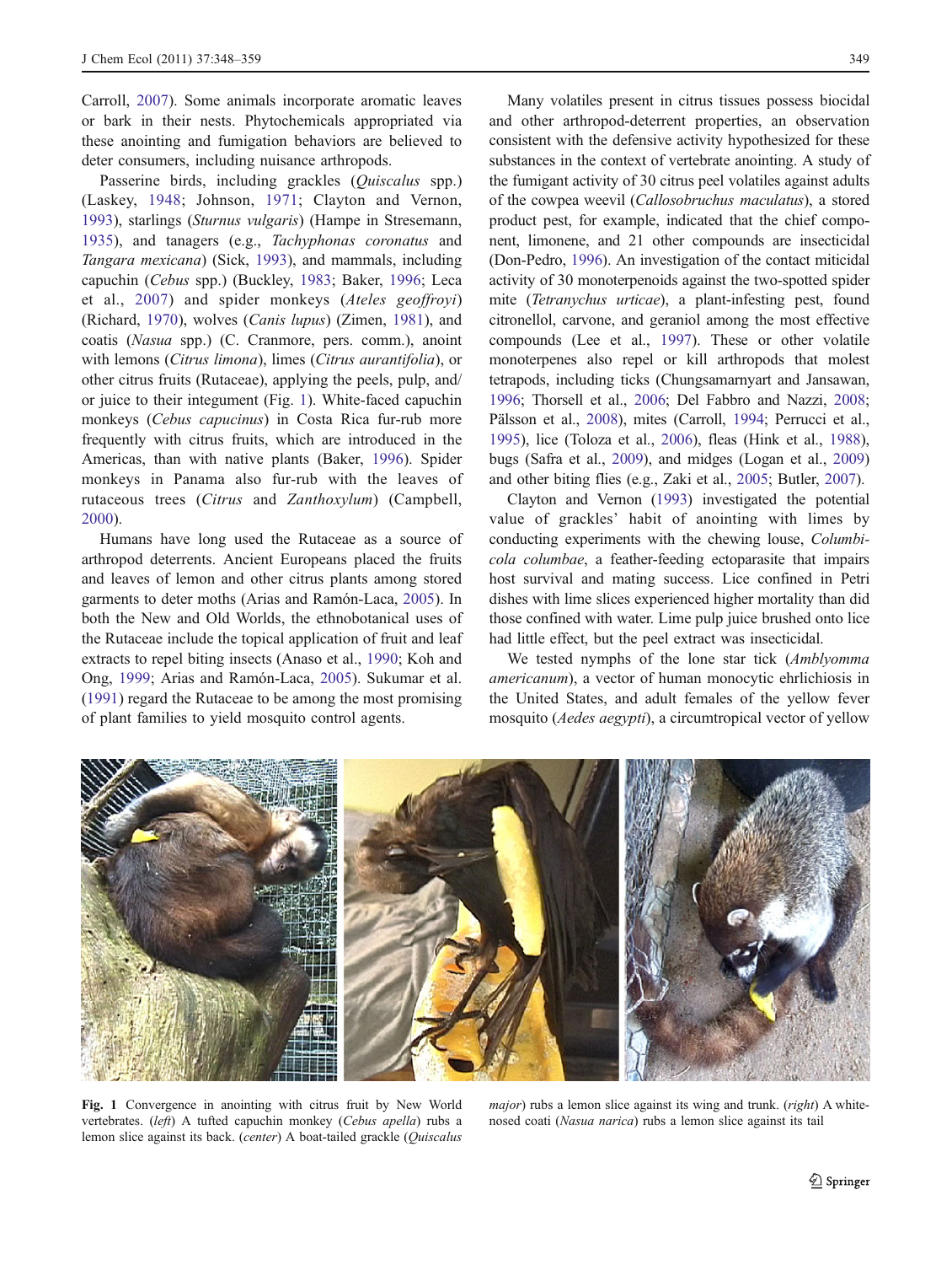Carroll, 2007). Some animals incorporate aromatic leaves or bark in their nests. Phytochemicals appropriated via these anointing and fumigation behaviors are believed to deter consumers, including nuisance arthropods.

Passerine birds, including grackles (*Quiscalus* spp.) (Laskey, 1948; Johnson, 1971; Clayton and Vernon, 1993), starlings (*Sturnus vulgaris*) (Hampe in Stresemann, 1935), and tanagers (e.g., *Tachyphonas coronatus* and *Tangara mexicana*) (Sick, 1993), and mammals, including capuchin (*Cebus* spp.) (Buckley, 1983; Baker, 1996; Leca et al., 2007) and spider monkeys (*Ateles geoffroyi*) (Richard, 1970), wolves (*Canis lupus*) (Zimen, 1981), and coatis (*Nasua* spp.) (C. Cranmore, pers. comm.), anoint with lemons (*Citrus limona*), limes (*Citrus aurantifolia*), or other citrus fruits (Rutaceae), applying the peels, pulp, and/or juice to their integument (Fig. 1). White-faced capuchin monkeys (*Cebus capucinus*) in Costa Rica fur-rub more frequently with citrus fruits, which are introduced in the Americas, than with native plants (Baker, 1996). Spider monkeys in Panama also fur-rub with the leaves of rutaceous trees (*Citrus* and *Zanthoxylum*) (Campbell, 2000).

Humans have long used the Rutaceae as a source of arthropod deterrents. Ancient Europeans placed the fruits and leaves of lemon and other citrus plants among stored garments to deter moths (Arias and Ramón-Laca, 2005). In both the New and Old Worlds, the ethnobotanical uses of the Rutaceae include the topical application of fruit and leaf extracts to repel biting insects (Anaso et al., 1990; Koh and Ong, 1999; Arias and Ramón-Laca, 2005). Sukumar et al. (1991) regard the Rutaceae to be among the most promising of plant families to yield mosquito control agents.

Many volatiles present in citrus tissues possess biocidal and other arthropod-deterrent properties, an observation consistent with the defensive activity hypothesized for these substances in the context of vertebrate anointing. A study of the fumigant activity of 30 citrus peel volatiles against adults of the cowpea weevil (*Callosobruchus maculatus*), a stored product pest, for example, indicated that the chief component, limonene, and 21 other compounds are insecticidal (Don-Pedro, 1996). An investigation of the contact miticidal activity of 30 monoterpenoids against the two-spotted spider mite (*Tetranychus urticae*), a plant-infesting pest, found citronellol, carvone, and geraniol among the most effective compounds (Lee et al., 1997). These or other volatile monoterpenes also repel or kill arthropods that molest tetrapods, including ticks (Chungsamarnyart and Jansawan, 1996; Thorsell et al., 2006; Del Fabbro and Nazzi, 2008; Pälsson et al., 2008), mites (Carroll, 1994; Perrucci et al., 1995), lice (Toloza et al., 2006), fleas (Hink et al., 1988), bugs (Safra et al., 2009), and midges (Logan et al., 2009) and other biting flies (e.g., Zaki et al., 2005; Butler, 2007).

Clayton and Vernon (1993) investigated the potential value of grackles' habit of anointing with limes by conducting experiments with the chewing louse, *Columbicola columbae*, a feather-feeding ectoparasite that impairs host survival and mating success. Lice confined in Petri dishes with lime slices experienced higher mortality than did those confined with water. Lime pulp juice brushed onto lice had little effect, but the peel extract was insecticidal.

We tested nymphs of the lone star tick (*Amblyomma americanum*), a vector of human monocytic ehrlichiosis in the United States, and adult females of the yellow fever mosquito (*Aedes aegypti*), a circumtropical vector of yellow

**Fig. 1** Convergence in anointing with citrus fruit by New World vertebrates. (*left*) A tufted capuchin monkey (*Cebus apella*) rubs a lemon slice against its back. (*center*) A boat-tailed grackle (*Quiscalus major*) rubs a lemon slice against its wing and trunk. (*right*) A white-nosed coati (*Nasua narica*) rubs a lemon slice against its tail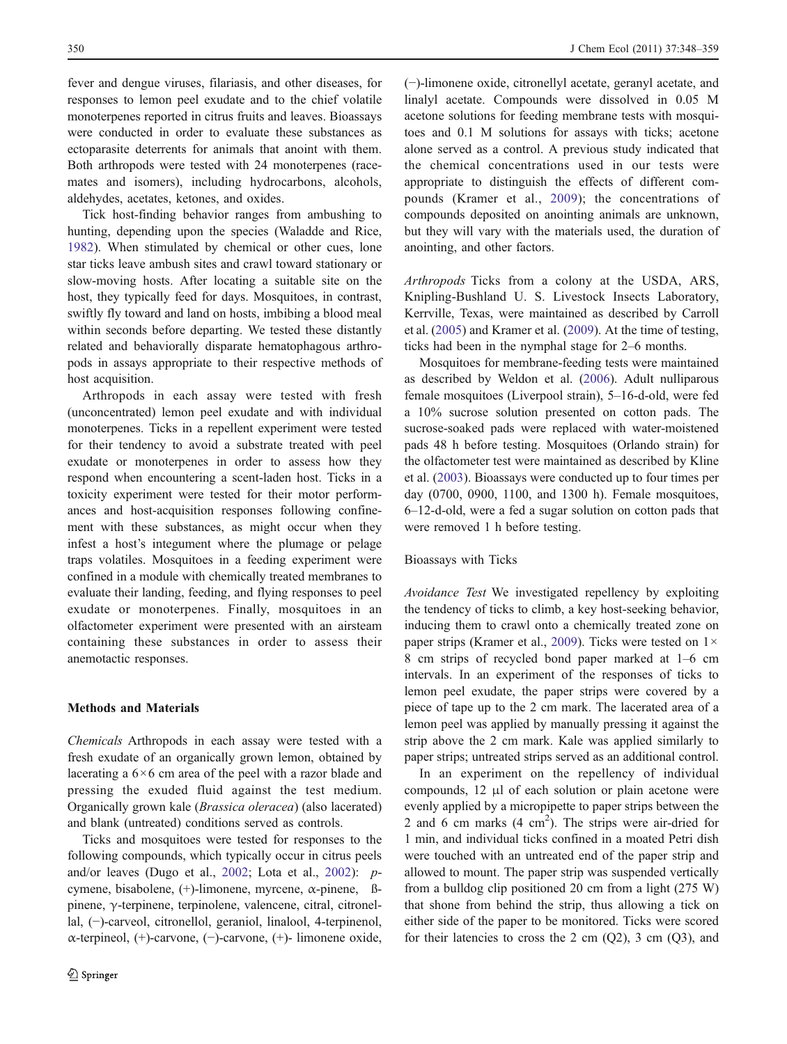fever and dengue viruses, filariasis, and other diseases, for responses to lemon peel exudate and to the chief volatile monoterpenes reported in citrus fruits and leaves. Bioassays were conducted in order to evaluate these substances as ectoparasite deterrents for animals that anoint with them. Both arthropods were tested with 24 monoterpenes (racemates and isomers), including hydrocarbons, alcohols, aldehydes, acetates, ketones, and oxides.

Tick host-finding behavior ranges from ambushing to hunting, depending upon the species (Waladde and Rice, 1982). When stimulated by chemical or other cues, lone star ticks leave ambush sites and crawl toward stationary or slow-moving hosts. After locating a suitable site on the host, they typically feed for days. Mosquitoes, in contrast, swiftly fly toward and land on hosts, imbibing a blood meal within seconds before departing. We tested these distantly related and behaviorally disparate hematophagous arthropods in assays appropriate to their respective methods of host acquisition.

Arthropods in each assay were tested with fresh (unconcentrated) lemon peel exudate and with individual monoterpenes. Ticks in a repellent experiment were tested for their tendency to avoid a substrate treated with peel exudate or monoterpenes in order to assess how they respond when encountering a scent-laden host. Ticks in a toxicity experiment were tested for their motor performances and host-acquisition responses following confinement with these substances, as might occur when they infest a host's integument where the plumage or pelage traps volatiles. Mosquitoes in a feeding experiment were confined in a module with chemically treated membranes to evaluate their landing, feeding, and flying responses to peel exudate or monoterpenes. Finally, mosquitoes in an olfactometer experiment were presented with an airsteam containing these substances in order to assess their anemotactic responses.

## Methods and Materials

*Chemicals* Arthropods in each assay were tested with a fresh exudate of an organically grown lemon, obtained by lacerating a 6×6 cm area of the peel with a razor blade and pressing the exuded fluid against the test medium. Organically grown kale (*Brassica oleracea*) (also lacerated) and blank (untreated) conditions served as controls.

Ticks and mosquitoes were tested for responses to the following compounds, which typically occur in citrus peels and/or leaves (Dugo et al., 2002; Lota et al., 2002): *p*-cymene, bisabolene, (+)-limonene, myrcene, α-pinene, ß-pinene, γ-terpinene, terpinolene, valencene, citral, citronellal, (−)-carveol, citronellol, geraniol, linalool, 4-terpinenol, α-terpineol, (+)-carvone, (−)-carvone, (+)- limonene oxide, (−)-limonene oxide, citronellyl acetate, geranyl acetate, and linalyl acetate. Compounds were dissolved in 0.05 M acetone solutions for feeding membrane tests with mosquitoes and 0.1 M solutions for assays with ticks; acetone alone served as a control. A previous study indicated that the chemical concentrations used in our tests were appropriate to distinguish the effects of different compounds (Kramer et al., 2009); the concentrations of compounds deposited on anointing animals are unknown, but they will vary with the materials used, the duration of anointing, and other factors.

*Arthropods* Ticks from a colony at the USDA, ARS, Knipling-Bushland U. S. Livestock Insects Laboratory, Kerrville, Texas, were maintained as described by Carroll et al. (2005) and Kramer et al. (2009). At the time of testing, ticks had been in the nymphal stage for 2–6 months.

Mosquitoes for membrane-feeding tests were maintained as described by Weldon et al. (2006). Adult nulliparous female mosquitoes (Liverpool strain), 5–16-d-old, were fed a 10% sucrose solution presented on cotton pads. The sucrose-soaked pads were replaced with water-moistened pads 48 h before testing. Mosquitoes (Orlando strain) for the olfactometer test were maintained as described by Kline et al. (2003). Bioassays were conducted up to four times per day (0700, 0900, 1100, and 1300 h). Female mosquitoes, 6–12-d-old, were a fed a sugar solution on cotton pads that were removed 1 h before testing.

### Bioassays with Ticks

*Avoidance Test* We investigated repellency by exploiting the tendency of ticks to climb, a key host-seeking behavior, inducing them to crawl onto a chemically treated zone on paper strips (Kramer et al., 2009). Ticks were tested on 1× 8 cm strips of recycled bond paper marked at 1–6 cm intervals. In an experiment of the responses of ticks to lemon peel exudate, the paper strips were covered by a piece of tape up to the 2 cm mark. The lacerated area of a lemon peel was applied by manually pressing it against the strip above the 2 cm mark. Kale was applied similarly to paper strips; untreated strips served as an additional control.

In an experiment on the repellency of individual compounds, 12 μl of each solution or plain acetone were evenly applied by a micropipette to paper strips between the 2 and 6 cm marks (4 $cm^2$). The strips were air-dried for 1 min, and individual ticks confined in a moated Petri dish were touched with an untreated end of the paper strip and allowed to mount. The paper strip was suspended vertically from a bulldog clip positioned 20 cm from a light (275 W) that shone from behind the strip, thus allowing a tick on either side of the paper to be monitored. Ticks were scored for their latencies to cross the 2 cm (Q2), 3 cm (Q3), and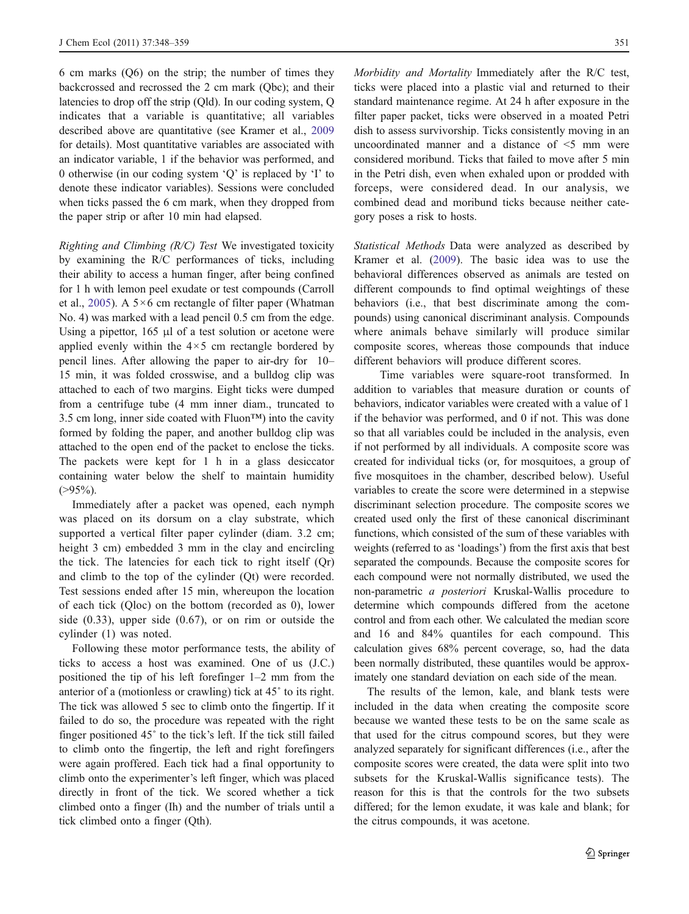6 cm marks (Q6) on the strip; the number of times they backcrossed and recrossed the 2 cm mark (Qbc); and their latencies to drop off the strip (Qld). In our coding system, Q indicates that a variable is quantitative; all variables described above are quantitative (see Kramer et al., 2009 for details). Most quantitative variables are associated with an indicator variable, 1 if the behavior was performed, and 0 otherwise (in our coding system 'Q' is replaced by 'I' to denote these indicator variables). Sessions were concluded when ticks passed the 6 cm mark, when they dropped from the paper strip or after 10 min had elapsed.

*Righting and Climbing (R/C) Test* We investigated toxicity by examining the R/C performances of ticks, including their ability to access a human finger, after being confined for 1 h with lemon peel exudate or test compounds (Carroll et al., 2005). A 5×6 cm rectangle of filter paper (Whatman No. 4) was marked with a lead pencil 0.5 cm from the edge. Using a pipettor, 165 μl of a test solution or acetone were applied evenly within the 4×5 cm rectangle bordered by pencil lines. After allowing the paper to air-dry for 10–15 min, it was folded crosswise, and a bulldog was attached to each of two margins. Eight ticks were dumped from a centrifuge tube (4 mm inner diam., truncated to 3.5 cm long, inner side coated with Fluon™) into the cavity formed by folding the paper, and another bulldog clip was attached to the open end of the packet to enclose the ticks. The packets were kept for 1 h in a glass desiccator containing water below the shelf to maintain humidity (>95%).

Immediately after a packet was opened, each nymph was placed on its dorsum on a clay substrate, which supported a vertical filter paper cylinder (diam. 3.2 cm; height 3 cm) embedded 3 mm in the clay and encircling the tick. The latencies for each tick to right itself (Qr) and climb to the top of the cylinder (Qt) were recorded. Test sessions ended after 15 min, whereupon the location of each tick (Qloc) on the bottom (recorded as 0), lower side (0.33), upper side (0.67), or on rim or outside the cylinder (1) was noted.

Following these motor performance tests, the ability of ticks to access a host was examined. One of us (J.C.) positioned the tip of his left forefinger 1–2 mm from the anterior of a (motionless or crawling) tick at 45˚ to its right. The tick was allowed 5 sec to climb onto the fingertip. If it failed to do so, the procedure was repeated with the right finger positioned 45˚ to the tick's left. If the tick still failed to climb onto the fingertip, the left and right forefingers were again proffered. Each tick had a final opportunity to climb onto the experimenter's left finger, which was placed directly in front of the tick. We scored whether a tick climbed onto a finger (Ih) and the number of trials until a tick climbed onto a finger (Qth).

*Morbidity and Mortality* Immediately after the R/C test, ticks were placed into a plastic vial and returned to their standard maintenance regime. At 24 h after exposure in the filter paper packet, ticks were observed in a moated Petri dish to assess survivorship. Ticks consistently moving in an uncoordinated manner and a distance of <5 mm were considered moribund. Ticks that failed to move after 5 min in the Petri dish, even when exhaled upon or prodded with forceps, were considered dead. In our analysis, we combined dead and moribund ticks because neither category poses a risk to hosts.

*Statistical Methods* Data were analyzed as described by Kramer et al. (2009). The basic idea was to use the behavioral differences observed as animals are tested on different compounds to find optimal weightings of these behaviors (i.e., that best discriminate among the compounds) using canonical discriminant analysis. Compounds where animals behave similarly will produce similar composite scores, whereas those compounds that induce different behaviors will produce different scores.

Time variables were square-root transformed. In addition to variables that measure duration or counts of behaviors, indicator variables were created with a value of 1 if the behavior was performed, and 0 if not. This was done so that all variables could be included in the analysis, even if not performed by all individuals. A composite score was created for individual ticks (or, for mosquitoes, a group of five mosquitoes in the chamber, described below). Useful variables to create the score were determined in a stepwise discriminant selection procedure. The composite scores we created used only the first of these canonical discriminant functions, which consisted of the sum of these variables with weights (referred to as 'loadings') from the first axis that best separated the compounds. Because the composite scores for each compound were not normally distributed, we used the non-parametric *a posteriori* Kruskal-Wallis procedure to determine which compounds differed from the acetone control and from each other. We calculated the median score and 16 and 84% quantiles for each compound. This calculation gives 68% percent coverage, so, had the data been normally distributed, these quantiles would be approximately one standard deviation on each side of the mean.

The results of the lemon, kale, and blank tests were included in the data when creating the composite score because we wanted these tests to be on the same scale as that used for the citrus compound scores, but they were analyzed separately for significant differences (i.e., after the composite scores were created, the data were split into two subsets for the Kruskal-Wallis significance tests). The reason for this is that the controls for the two subsets differed; for the lemon exudate, it was kale and blank; for the citrus compounds, it was acetone.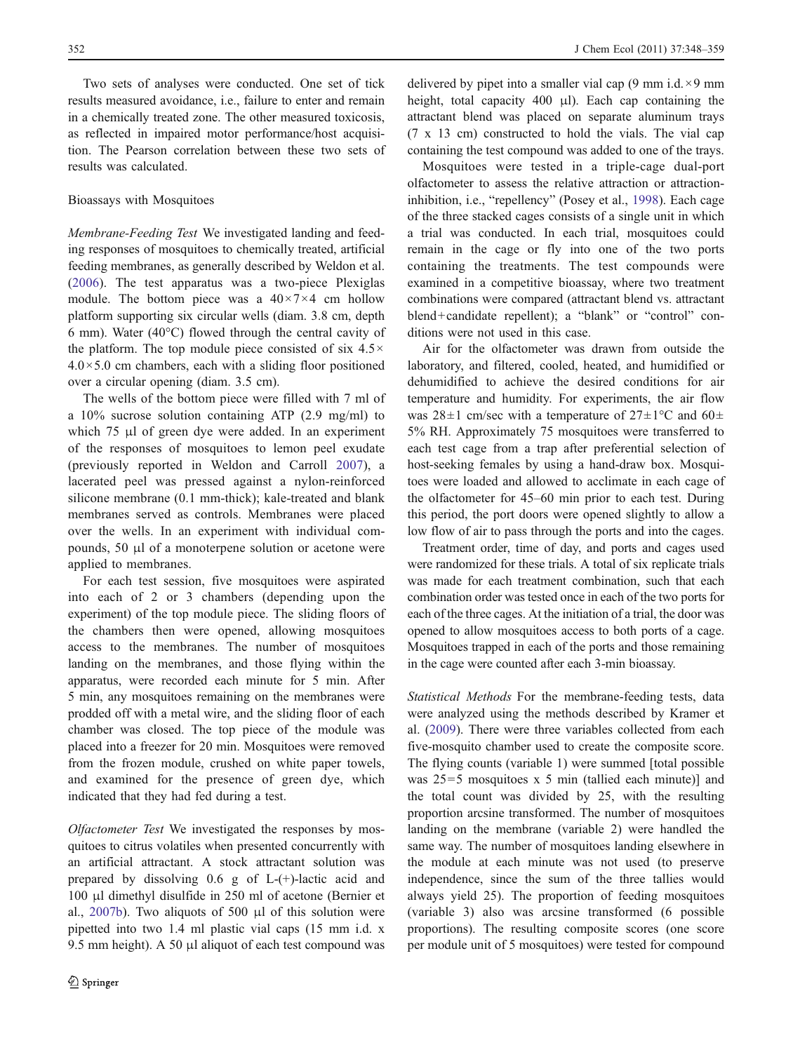Two sets of analyses were conducted. One set of tick results measured avoidance, i.e., failure to enter and remain in a chemically treated zone. The other measured toxicosis, as reflected in impaired motor performance/host acquisition. The Pearson correlation between these two sets of results was calculated.

## Bioassays with Mosquitoes

*Membrane-Feeding Test* We investigated landing and feeding responses of mosquitoes to chemically treated, artificial feeding membranes, as generally described by Weldon et al. (2006). The test apparatus was a two-piece Plexiglas module. The bottom piece was a $40 \times 7 \times 4$ cm hollow platform supporting six circular wells (diam. 3.8 cm, depth 6 mm). Water (40°C) flowed through the central cavity of the platform. The top module piece consisted of six $4.5 \times 4.0 \times 5.0$ cm chambers, each with a sliding floor positioned over a circular opening (diam. 3.5 cm).

The wells of the bottom piece were filled with 7 ml of a 10% sucrose solution containing ATP (2.9 mg/ml) to which 75 µl of green dye were added. In an experiment of the responses of mosquitoes to lemon peel exudate (previously reported in Weldon and Carroll 2007), a lacerated peel was pressed against a nylon-reinforced silicone membrane (0.1 mm-thick); kale-treated and blank membranes served as controls. Membranes were placed over the wells. In an experiment with individual compounds, 50 µl of a monoterpene solution or acetone were applied to membranes.

For each test session, five mosquitoes were aspirated into each of 2 or 3 chambers (depending upon the experiment) of the top module piece. The sliding floors of the chambers then were opened, allowing mosquitoes access to the membranes. The number of mosquitoes landing on the membranes, and those flying within the apparatus, were recorded each minute for 5 min. After 5 min, any mosquitoes remaining on the membranes were prodded off with a metal wire, and the sliding floor of each chamber was closed. The top piece of the module was placed into a freezer for 20 min. Mosquitoes were removed from the frozen module, crushed on white paper towels, and examined for the presence of green dye, which indicated that they had fed during a test.

*Olfactometer Test* We investigated the responses by mosquitoes to citrus volatiles when presented concurrently with an artificial attractant. A stock attractant solution was prepared by dissolving 0.6 g of L-(+)-lactic acid and 100 µl dimethyl disulfide in 250 ml of acetone (Bernier et al., 2007b). Two aliquots of 500 µl of this solution were pipetted into two 1.4 ml plastic vial caps (15 mm i.d. x 9.5 mm height). A 50 µl aliquot of each test compound was delivered by pipet into a smaller vial cap (9 mm i.d. $\times$ 9 mm height, total capacity 400 µl). Each cap containing the attractant blend was placed on separate aluminum trays (7 x 13 cm) constructed to hold the vials. The vial cap containing the test compound was added to one of the trays.

Mosquitoes were tested in a triple-cage dual-port olfactometer to assess the relative attraction or attraction-inhibition, i.e., "repellency" (Posey et al., 1998). Each cage of the three stacked cages consists of a single unit in which a trial was conducted. In each trial, mosquitoes could remain in the cage or fly into one of the two ports containing the treatments. The test compounds were examined in a competitive bioassay, where two treatment combinations were compared (attractant blend vs. attractant blend+candidate repellent); a "blank" or "control" conditions were not used in this case.

Air for the olfactometer was drawn from outside the laboratory, and filtered, cooled, heated, and humidified or dehumidified to achieve the desired conditions for air temperature and humidity. For experiments, the air flow was $28 \pm 1$ cm/sec with a temperature of $27 \pm 1$°C and $60 \pm 5$% RH. Approximately 75 mosquitoes were transferred to each test cage from a trap after preferential selection of host-seeking females by using a hand-draw box. Mosquitoes were loaded and allowed to acclimate in each cage of the olfactometer for 45–60 min prior to each test. During this period, the port doors were opened slightly to allow a low flow of air to pass through the ports and into the cages.

Treatment order, time of day, and ports and cages used were randomized for these trials. A total of six replicate trials was made for each treatment combination, such that each combination order was tested once in each of the two ports for each of the three cages. At the initiation of a trial, the door was opened to allow mosquitoes access to both ports of a cage. Mosquitoes trapped in each of the ports and those remaining in the cage were counted after each 3-min bioassay.

*Statistical Methods* For the membrane-feeding tests, data were analyzed using the methods described by Kramer et al. (2009). There were three variables collected from each five-mosquito chamber used to create the composite score. The flying counts (variable 1) were summed [total possible was 25=5 mosquitoes x 5 min (tallied each minute)] and the total count was divided by 25, with the resulting proportion arcsine transformed. The number of mosquitoes landing on the membrane (variable 2) were handled the same way. The number of mosquitoes landing elsewhere in the module at each minute was not used (to preserve independence, since the sum of the three tallies would always yield 25). The proportion of feeding mosquitoes (variable 3) also was arcsine transformed (6 possible proportions). The resulting composite scores (one score per module unit of 5 mosquitoes) were tested for compound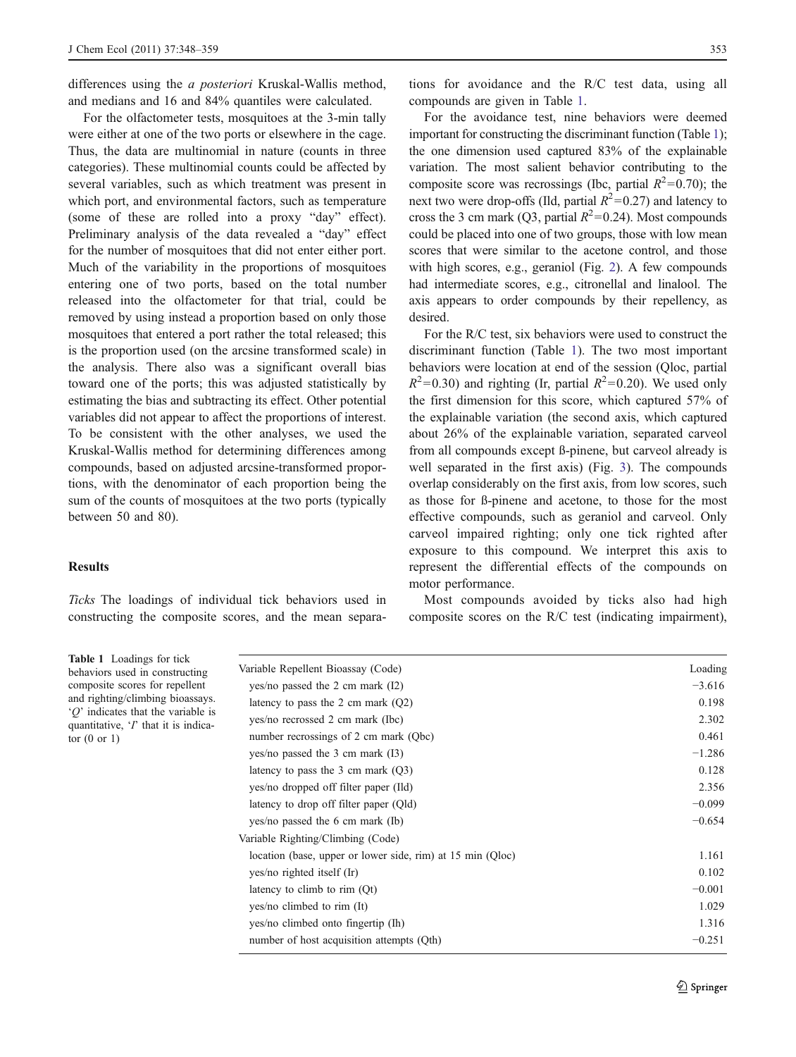differences using the *a posteriori* Kruskal-Wallis method, and medians and 16 and 84% quantiles were calculated.

For the olfactometer tests, mosquitoes at the 3-min tally were either at one of the two ports or elsewhere in the cage. Thus, the data are multinomial in nature (counts in three categories). These multinomial counts could be affected by several variables, such as which treatment was present in which port, and environmental factors, such as temperature (some of these are rolled into a proxy "day" effect). Preliminary analysis of the data revealed a "day" effect for the number of mosquitoes that did not enter either port. Much of the variability in the proportions of mosquitoes entering one of two ports, based on the total number released into the olfactometer for that trial, could be removed by using instead a proportion based on only those mosquitoes that entered a port rather the total released; this is the proportion used (on the arcsine transformed scale) in the analysis. There also was a significant overall bias toward one of the ports; this was adjusted statistically by estimating the bias and subtracting its effect. Other potential variables did not appear to affect the proportions of interest. To be consistent with the other analyses, we used the Kruskal-Wallis method for determining differences among compounds, based on adjusted arcsine-transformed proportions, with the denominator of each proportion being the sum of the counts of mosquitoes at the two ports (typically between 50 and 80).

## Results

*Ticks* The loadings of individual tick behaviors used in constructing the composite scores, and the mean separations for avoidance and the R/C test data, using all compounds are given in Table 1.

For the avoidance test, nine behaviors were deemed important for constructing the discriminant function (Table 1); the one dimension used captured 83% of the explainable variation. The most salient behavior contributing to the composite score was recrossings (Ibc, partial $R^2$=0.70); the next two were drop-offs (Ild, partial $R^2$=0.27) and latency to cross the 3 cm mark (Q3, partial $R^2$=0.24). Most compounds could be placed into one of two groups, those with low mean scores that were similar to the acetone control, and those with high scores, e.g., geraniol (Fig. 2). A few compounds had intermediate scores, e.g., citronellal and linalool. The axis appears to order compounds by their repellency, as desired.

For the R/C test, six behaviors were used to construct the discriminant function (Table 1). The two most important behaviors were location at end of the session (Qloc, partial $R^2$=0.30) and righting (Ir, partial $R^2$=0.20). We used only the first dimension for this score, which captured 57% of the explainable variation (the second axis, which captured about 26% of the explainable variation, separated carveol from all compounds except ß-pinene, but carveol already is well separated in the first axis) (Fig. 3). The compounds overlap considerably on the first axis, from low scores, such as those for ß-pinene and acetone, to those for the most effective compounds, such as geraniol and carveol. Only carveol impaired righting; only one tick righted after exposure to this compound. We interpret this axis to represent the differential effects of the compounds on motor performance.

Most compounds avoided by ticks also had high composite scores on the R/C test (indicating impairment),

**Table 1** Loadings for tick behaviors used in constructing composite scores for repellent and righting/climbing bioassays. '*Q*' indicates that the variable is quantitative, '*I*' that it is indicator (0 or 1)

| Variable Repellent Bioassay (Code) | Loading |
|---|---|
| yes/no passed the 2 cm mark (I2) | −3.616 |
| latency to pass the 2 cm mark (Q2) | 0.198 |
| yes/no recrossed 2 cm mark (Ibc) | 2.302 |
| number recrossings of 2 cm mark (Qbc) | 0.461 |
| yes/no passed the 3 cm mark (I3) | −1.286 |
| latency to pass the 3 cm mark (Q3) | 0.128 |
| yes/no dropped off filter paper (Ild) | 2.356 |
| latency to drop off filter paper (Qld) | −0.099 |
| yes/no passed the 6 cm mark (Ib) | −0.654 |
| Variable Righting/Climbing (Code) | |
| location (base, upper or lower side, rim) at 15 min (Qloc) | 1.161 |
| yes/no righted itself (Ir) | 0.102 |
| latency to climb to rim (Qt) | −0.001 |
| yes/no climbed to rim (It) | 1.029 |
| yes/no climbed onto fingertip (Ih) | 1.316 |
| number of host acquisition attempts (Qth) | −0.251 |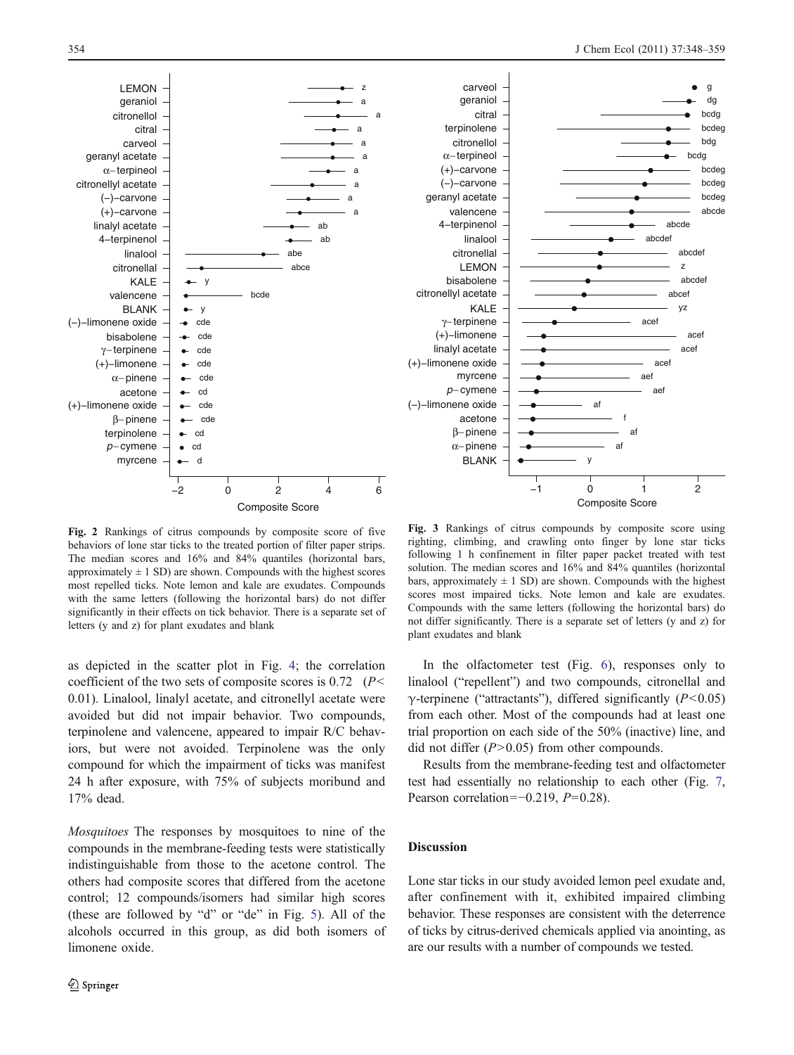Fig. 2 Rankings of citrus compounds by composite score of five behaviors of lone star ticks to the treated portion of filter paper strips. The median scores and 16% and 84% quantiles (horizontal bars, approximately ± 1 SD) are shown. Compounds with the highest scores most repelled ticks. Note lemon and kale are exudates. Compounds with the same letters (following the horizontal bars) do not differ significantly in their effects on tick behavior. There is a separate set of letters (y and z) for plant exudates and blank

Fig. 3 Rankings of citrus compounds by composite score using righting, climbing, and crawling onto finger by lone star ticks following 1 h confinement in filter paper packet treated with test solution. The median scores and 16% and 84% quantiles (horizontal bars, approximately ± 1 SD) are shown. Compounds with the highest scores most impaired ticks. Note lemon and kale are exudates. Compounds with the same letters (following the horizontal bars) do not differ significantly. There is a separate set of letters (y and z) for plant exudates and blank

as depicted in the scatter plot in Fig. 4; the correlation coefficient of the two sets of composite scores is 0.72 ($P <$ 0.01). Linalool, linalyl acetate, and citronellyl acetate were avoided but did not impair behavior. Two compounds, terpinolene and valencene, appeared to impair R/C behaviors, but were not avoided. Terpinolene was the only compound for which the impairment of ticks was manifest 24 h after exposure, with 75% of subjects moribund and 17% dead.

*Mosquitoes* The responses by mosquitoes to nine of the compounds in the membrane-feeding tests were statistically indistinguishable from those to the acetone control. The others had composite scores that differed from the acetone control; 12 compounds/isomers had similar high scores (these are followed by "d" or "de" in Fig. 5). All of the alcohols occurred in this group, as did both isomers of limonene oxide.

In the olfactometer test (Fig. 6), responses only to linalool ("repellent") and two compounds, citronellal and γ-terpinene ("attractants"), differed significantly ($P < 0.05$) from each other. Most of the compounds had at least one trial proportion on each side of the 50% (inactive) line, and did not differ ($P > 0.05$) from other compounds.

Results from the membrane-feeding test and olfactometer test had essentially no relationship to each other (Fig. 7, Pearson correlation=−0.219, $P = 0.28$).

## Discussion

Lone star ticks in our study avoided lemon peel exudate and, after confinement with it, exhibited impaired climbing behavior. These responses are consistent with the deterrence of ticks by citrus-derived chemicals applied via anointing, as are our results with a number of compounds we tested.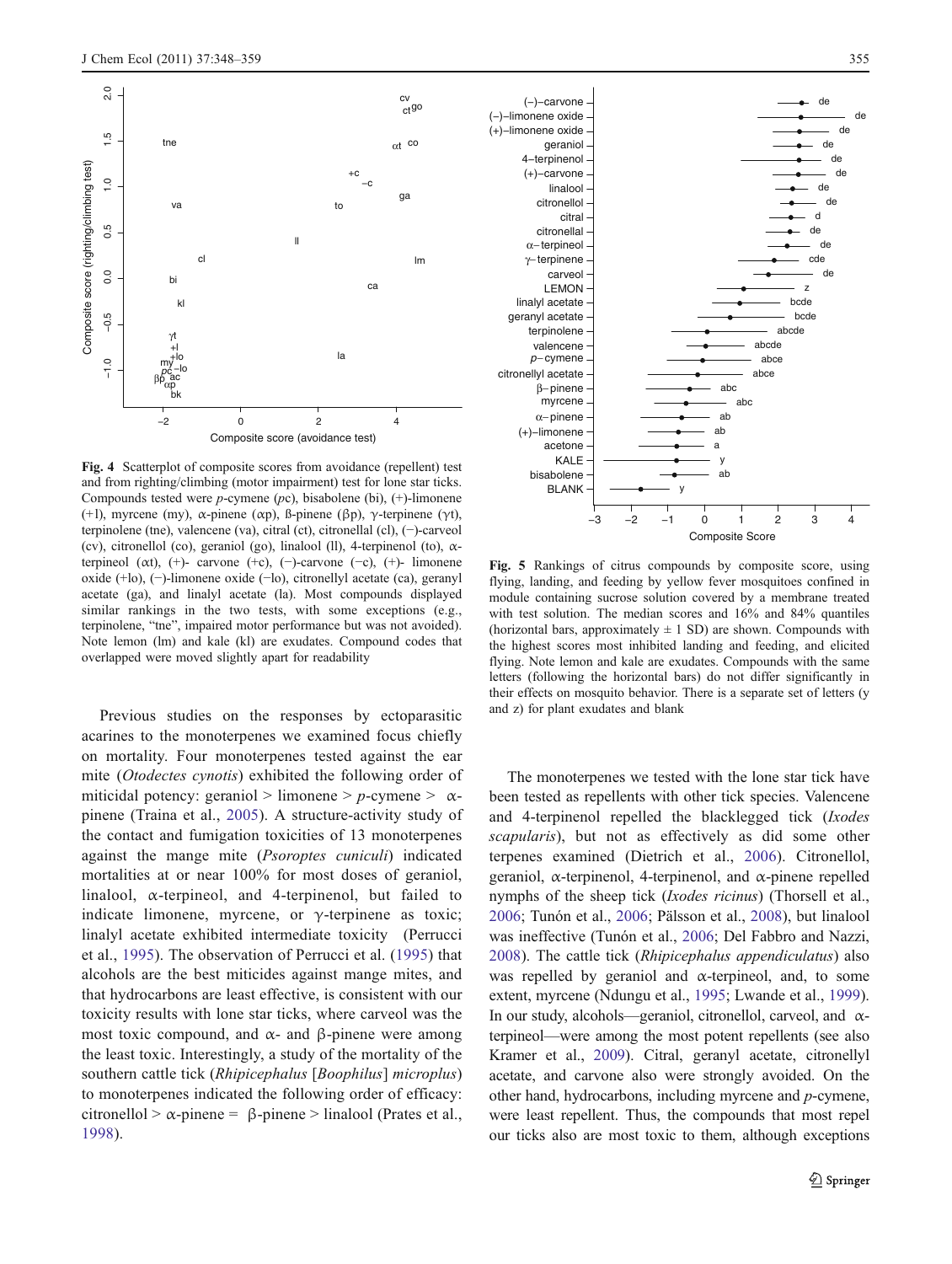**Fig. 4** Scatterplot of composite scores from avoidance (repellent) test and from righting/climbing (motor impairment) test for lone star ticks. Compounds tested were *p*-cymene (*p*c), bisabolene (bi), (+)-limonene (+l), myrcene (my), α-pinene (αp), ß-pinene (βp), γ-terpinene (γt), terpinolene (tne), valencene (va), citral (ct), citronellal (cl), (−)-carveol (cv), citronellol (co), geraniol (go), linalool (ll), 4-terpinenol (to), α-terpineol (αt), (+)- carvone (+c), (−)-carvone (−c), (+)- limonene oxide (+lo), (−)-limonene oxide (−lo), citronellyl acetate (ca), geranyl acetate (ga), and linalyl acetate (la). Most compounds displayed similar rankings in the two tests, with some exceptions (e.g., terpinolene, "tne", impaired motor performance but was not avoided). Note lemon (lm) and kale (kl) are exudates. Compound codes that overlapped were moved slightly apart for readability

**Fig. 5** Rankings of citrus compounds by composite score, using flying, landing, and feeding by yellow fever mosquitoes confined in module containing sucrose solution covered by a membrane treated with test solution. The median scores and 16% and 84% quantiles (horizontal bars, approximately ± 1 SD) are shown. Compounds with the highest scores most inhibited landing and feeding, and elicited flying. Note lemon and kale are exudates. Compounds with the same letters (following the horizontal bars) do not differ significantly in their effects on mosquito behavior. There is a separate set of letters (y and z) for plant exudates and blank

Previous studies on the responses by ectoparasitic acarines to the monoterpenes we examined focus chiefly on mortality. Four monoterpenes tested against the ear mite (*Otodectes cynotis*) exhibited the following order of miticidal potency: geraniol > limonene > *p*-cymene > α-pinene (Traina et al., 2005). A structure-activity study of the contact and fumigation toxicities of 13 monoterpenes against the mange mite (*Psoroptes cuniculi*) indicated mortalities at or near 100% for most doses of geraniol, linalool, α-terpineol, and 4-terpinenol, but failed to indicate limonene, myrcene, or γ-terpinene as toxic; linalyl acetate exhibited intermediate toxicity (Perrucci et al., 1995). The observation of Perrucci et al. (1995) that alcohols are the best miticides against mange mites, and that hydrocarbons are least effective, is consistent with our toxicity results with lone star ticks, where carveol was the most toxic compound, and α- and β-pinene were among the least toxic. Interestingly, a study of the mortality of the southern cattle tick (*Rhipicephalus* [*Boophilus*] *microplus*) to monoterpenes indicated the following order of efficacy: citronellol > α-pinene = β-pinene > linalool (Prates et al., 1998).

The monoterpenes we tested with the lone star tick have been tested as repellents with other tick species. Valencene and 4-terpinenol repelled the blacklegged tick (*Ixodes scapularis*), but not as effectively as did some other terpenes examined (Dietrich et al., 2006). Citronellol, geraniol, α-terpinenol, 4-terpinenol, and α-pinene repelled nymphs of the sheep tick (*Ixodes ricinus*) (Thorsell et al., 2006; Tunón et al., 2006; Pälsson et al., 2008), but linalool was ineffective (Tunón et al., 2006; Del Fabbro and Nazzi, 2008). The cattle tick (*Rhipicephalus appendiculatus*) also was repelled by geraniol and α-terpineol, and, to some extent, myrcene (Ndungu et al., 1995; Lwande et al., 1999). In our study, alcohols—geraniol, citronellol, carveol, and α-terpineol—were among the most potent repellents (see also Kramer et al., 2009). Citral, geranyl acetate, citronellyl acetate, and carvone also were strongly avoided. On the other hand, hydrocarbons, including myrcene and *p*-cymene, were least repellent. Thus, the compounds that most repel our ticks also are most toxic to them, although exceptions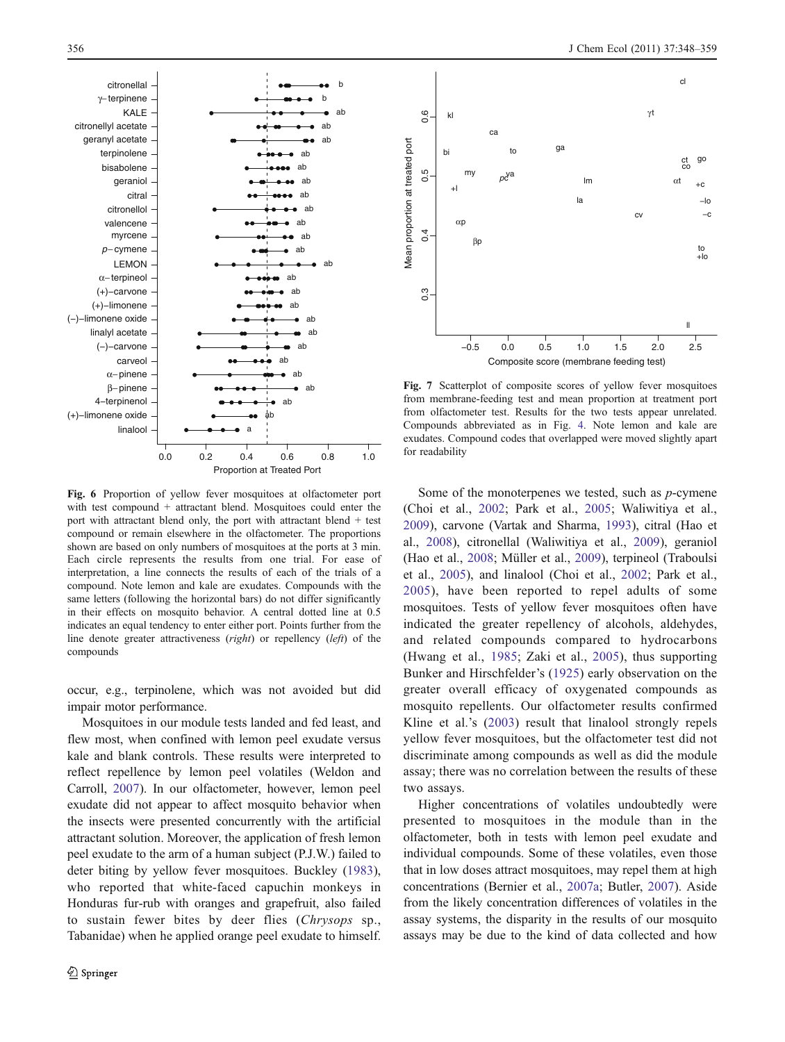Fig. 6 Proportion of yellow fever mosquitoes at olfactometer port with test compound + attractant blend. Mosquitoes could enter the port with attractant blend only, the port with attractant blend + test compound or remain elsewhere in the olfactometer. The proportions shown are based on only numbers of mosquitoes at the ports at 3 min. Each circle represents the results from one trial. For ease of interpretation, a line connects the results of each of the trials of a compound. Note lemon and kale are exudates. Compounds with the same letters (following the horizontal bars) do not differ significantly in their effects on mosquito behavior. A central dotted line at 0.5 indicates an equal tendency to enter either port. Points further from the line denote greater attractiveness (*right*) or repellency (*left*) of the compounds

occur, e.g., terpinolene, which was not avoided but did impair motor performance.

Mosquitoes in our module tests landed and fed least, and flew most, when confined with lemon peel exudate versus kale and blank controls. These results were interpreted to reflect repellence by lemon peel volatiles (Weldon and Carroll, 2007). In our olfactometer, however, lemon peel exudate did not appear to affect mosquito behavior when the insects were presented concurrently with the artificial attractant solution. Moreover, the application of fresh lemon peel exudate to the arm of a human subject (P.J.W.) failed to deter biting by yellow fever mosquitoes. Buckley (1983), who reported that white-faced capuchin monkeys in Honduras fur-rub with oranges and grapefruit, also failed to sustain fewer bites by deer flies (*Chrysops* sp., Tabanidae) when he applied orange peel exudate to himself.

Fig. 7 Scatterplot of composite scores of yellow fever mosquitoes from membrane-feeding test and mean proportion at treatment port from olfactometer test. Results for the two tests appear unrelated. Compounds abbreviated as in Fig. 4. Note lemon and kale are exudates. Compound codes that overlapped were moved slightly apart for readability

Some of the monoterpenes we tested, such as *p*-cymene (Choi et al., 2002; Park et al., 2005; Waliwitiya et al., 2009), carvone (Vartak and Sharma, 1993), citral (Hao et al., 2008), citronellal (Waliwitiya et al., 2009), geraniol (Hao et al., 2008; Müller et al., 2009), terpineol (Traboulsi et al., 2005), and linalool (Choi et al., 2002; Park et al., 2005), have been reported to repel adults of some mosquitoes. Tests of yellow fever mosquitoes often have indicated the greater repellency of alcohols, aldehydes, and related compounds compared to hydrocarbons (Hwang et al., 1985; Zaki et al., 2005), thus supporting Bunker and Hirschfelder's (1925) early observation on the greater overall efficacy of oxygenated compounds as mosquito repellents. Our olfactometer results confirmed Kline et al.'s (2003) result that linalool strongly repels yellow fever mosquitoes, but the olfactometer test did not discriminate among compounds as well as did the module assay; there was no correlation between the results of these two assays.

Higher concentrations of volatiles undoubtedly were presented to mosquitoes in the module than in the olfactometer, both in tests with lemon peel exudate and individual compounds. Some of these volatiles, even those that in low doses attract mosquitoes, may repel them at high concentrations (Bernier et al., 2007a; Butler, 2007). Aside from the likely concentration differences of volatiles in the assay systems, the disparity in the results of our mosquito assays may be due to the kind of data collected and how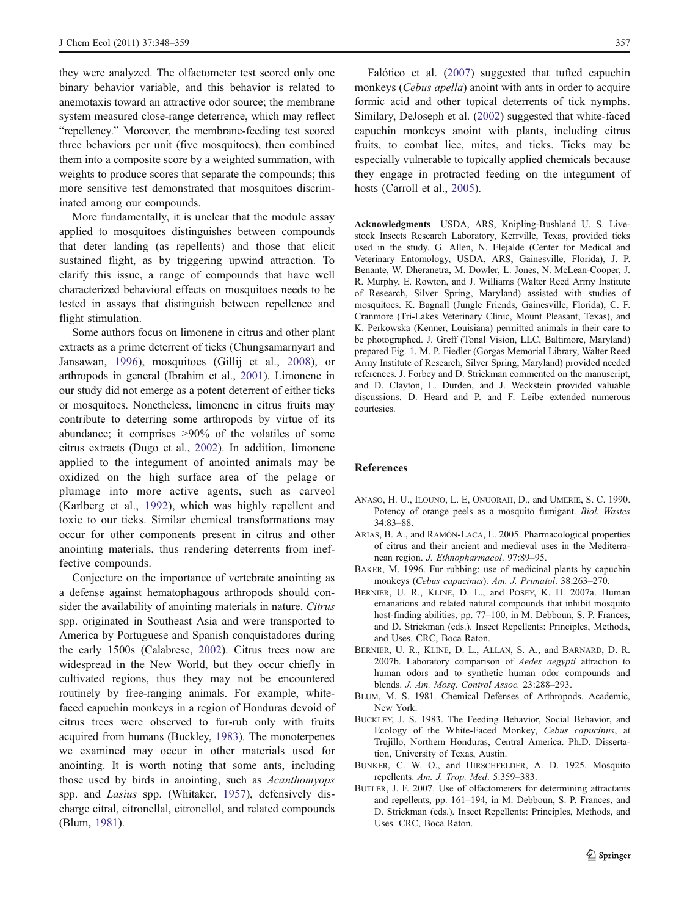they were analyzed. The olfactometer test scored only one binary behavior variable, and this behavior is related to anemotaxis toward an attractive odor source; the membrane system measured close-range deterrence, which may reflect "repellency." Moreover, the membrane-feeding test scored three behaviors per unit (five mosquitoes), then combined them into a composite scores by a weighted summation, with weights to produce scores that separate the compounds; this more sensitive test demonstrated that mosquitoes discriminated among our compounds.

More fundamentally, it is unclear that the module assay applied to mosquitoes distinguishes between compounds that deter landing (as repellents) and those that elicit sustained flight, as by triggering upwind attraction. To clarify this issue, a range of compounds that have well characterized behavioral effects on mosquitoes needs to be tested in assays that distinguish between repellence and flight stimulation.

Some authors focus on limonene in citrus and other plant extracts as a prime deterrent of ticks (Chungsamarnyart and Jansawan, 1996), mosquitoes (Gillij et al., 2008), or arthropods in general (Ibrahim et al., 2001). Limonene in our study did not emerge as a potent deterrent of either ticks or mosquitoes. Nonetheless, limonene in citrus fruits may contribute to deterring some arthropods by virtue of its abundance; it comprises >90% of the volatiles of some citrus extracts (Dugo et al., 2002). In addition, limonene applied to the integument of anointed animals may be oxidized on the high surface area of the pelage or plumage into more active agents, such as carveol (Karlberg et al., 1992), which was highly repellent and toxic to our ticks. Similar chemical transformations may occur for other components present in citrus and other anointing materials, thus rendering deterrents from ineffective compounds.

Conjecture on the importance of vertebrate anointing as a defense against hematophagous arthropods should consider the availability of anointing materials in nature. *Citrus* spp. originated in Southeast Asia and were transported to America by Portuguese and Spanish conquistadores during the early 1500s (Calabrese, 2002). Citrus trees now are widespread in the New World, but they occur chiefly in cultivated regions, thus they may not be encountered routinely by free-ranging animals. For example, white-faced capuchin monkeys in a region of Honduras devoid of citrus trees were observed to fur-rub only with fruits acquired from humans (Buckley, 1983). The monoterpenes we examined may occur in other materials used for anointing. It is worth noting that some ants, including those used by birds in anointing, such as *Acanthomyops* spp. and *Lasius* spp. (Whitaker, 1957), defensively discharge citral, citronellal, citronellol, and related compounds (Blum, 1981).

Falótico et al. (2007) suggested that tufted capuchin monkeys (*Cebus apella*) anoint with ants in order to acquire formic acid and other topical deterrents of tick nymphs. Similary, DeJoseph et al. (2002) suggested that white-faced capuchin monkeys anoint with plants, including citrus fruits, to combat lice, mites, and ticks. Ticks may be especially vulnerable to topically applied chemicals because they engage in protracted feeding on the integument of hosts (Carroll et al., 2005).

**Acknowledgments** USDA, ARS, Knipling-Bushland U. S. Livestock Insects Research Laboratory, Kerrville, Texas, provided ticks used in the study. G. Allen, N. Elejalde (Center for Medical and Veterinary Entomology, USDA, ARS, Gainesville, Florida), J. P. Benante, W. Dheranetra, M. Dowler, L. Jones, N. McLean-Cooper, J. R. Murphy, E. Rowton, and J. Williams (Walter Reed Army Institute of Research, Silver Spring, Maryland) assisted with studies of mosquitoes. K. Bagnall (Jungle Friends, Gainesville, Florida), C. F. Cranmore (Tri-Lakes Veterinary Clinic, Mount Pleasant, Texas), and K. Perkowska (Kenner, Louisiana) permitted animals in their care to be photographed. J. Greff (Tonal Vision, LLC, Baltimore, Maryland) prepared Fig. 1. M. P. Fiedler (Gorgas Memorial Library, Walter Reed Army Institute of Research, Silver Spring, Maryland) provided needed references. J. Forbey and D. Strickman commented on the manuscript, and D. Clayton, L. Durden, and J. Weckstein provided valuable discussions. D. Heard and P. and F. Leibe extended numerous courtesies.

## References

Anaso, H. U., Ilouno, L. E, Onuorah, D., and Umerie, S. C. 1990. Potency of orange peels as a mosquito fumigant. *Biol. Wastes* 34:83–88.

Arias, B. A., and Ramón-Laca, L. 2005. Pharmacological properties of citrus and their ancient and medieval uses in the Mediterranean region. *J. Ethnopharmacol*. 97:89–95.

Baker, M. 1996. Fur rubbing: use of medicinal plants by capuchin monkeys (*Cebus capucinus*). *Am. J. Primatol*. 38:263–270.

Bernier, U. R., Kline, D. L., and Posey, K. H. 2007a. Human emanations and related natural compounds that inhibit mosquito host-finding abilities, pp. 77–100, in M. Debboun, S. P. Frances, and D. Strickman (eds.). Insect Repellents: Principles, Methods, and Uses. CRC, Boca Raton.

Bernier, U. R., Kline, D. L., Allan, S. A., and Barnard, D. R. 2007b. Laboratory comparison of *Aedes aegypti* attraction to human odors and to synthetic human odor compounds and blends. *J. Am. Mosq. Control Assoc.* 23:288–293.

Blum, M. S. 1981. Chemical Defenses of Arthropods. Academic, New York.

Buckley, J. S. 1983. The Feeding Behavior, Social Behavior, and Ecology of the White-Faced Monkey, *Cebus capucinus*, at Trujillo, Northern Honduras, Central America. Ph.D. Dissertation, University of Texas, Austin.

Bunker, C. W. O., and Hirschfelder, A. D. 1925. Mosquito repellents. *Am. J. Trop. Med*. 5:359–383.

Butler, J. F. 2007. Use of olfactometers for determining attractants and repellents, pp. 161–194, in M. Debboun, S. P. Frances, and D. Strickman (eds.). Insect Repellents: Principles, Methods, and Uses. CRC, Boca Raton.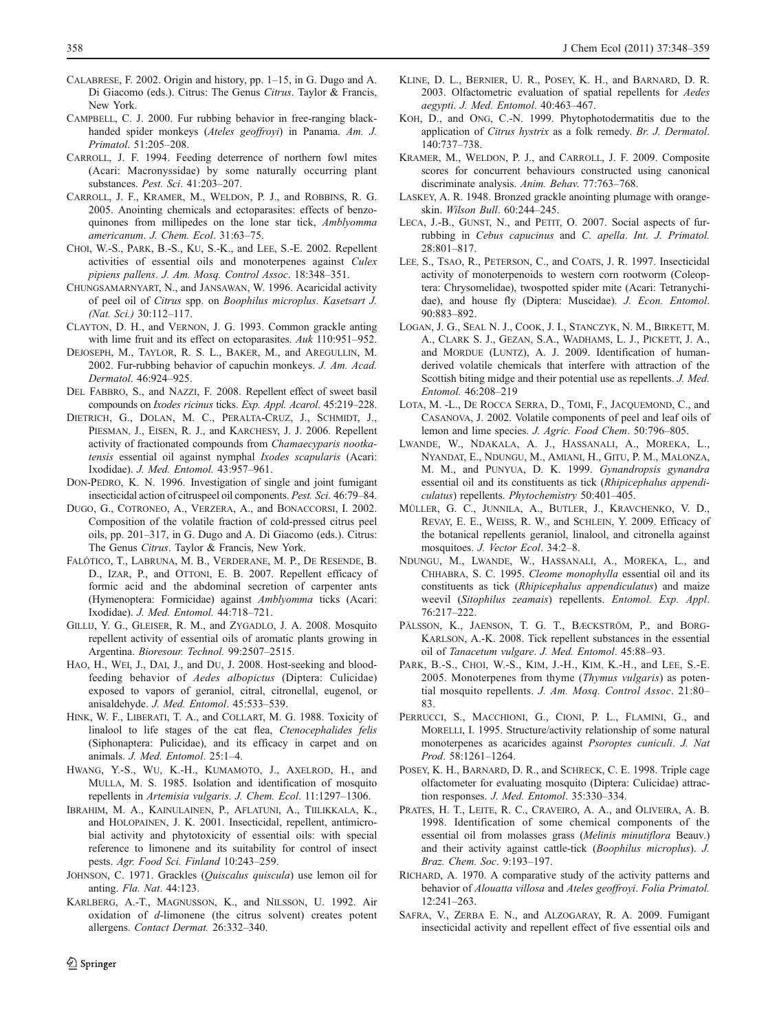CALABRESE, F. 2002. Origin and history, pp. 1–15, in G. Dugo and A. Di Giacomo (eds.). Citrus: The Genus *Citrus*. Taylor & Francis, New York.

CAMPBELL, C. J. 2000. Fur rubbing behavior in free-ranging black-handed spider monkeys (*Ateles geoffroyi*) in Panama. *Am. J. Primatol*. 51:205–208.

CARROLL, J. F. 1994. Feeding deterrence of northern fowl mites (Acari: Macronyssidae) by some naturally occurring plant substances. *Pest. Sci*. 41:203–207.

CARROLL, J. F., KRAMER, M., WELDON, P. J., and ROBBINS, R. G. 2005. Anointing chemicals and ectoparasites: effects of benzoquinones from millipedes on the lone star tick, *Amblyomma americanum*. *J. Chem. Ecol*. 31:63–75.

CHOI, W.-S., PARK, B.-S., KU, S.-K., and LEE, S.-E. 2002. Repellent activities of essential oils and monoterpenes against *Culex pipiens pallens*. *J. Am. Mosq. Control Assoc*. 18:348–351.

CHUNGSAMARNYART, N., and JANSAWAN, W. 1996. Acaricidal activity of peel oil of *Citrus* spp. on *Boophilus microplus*. *Kasetsart J. (Nat. Sci.)* 30:112–117.

CLAYTON, D. H., and VERNON, J. G. 1993. Common grackle anting with lime fruit and its effect on ectoparasites. *Auk* 110:951–952.

DEJOSEPH, M., TAYLOR, R. S. L., BAKER, M., and AREGULLIN, M. 2002. Fur-rubbing behavior of capuchin monkeys. *J. Am. Acad. Dermatol*. 46:924–925.

DEL FABBRO, S., and NAZZI, F. 2008. Repellent effect of sweet basil compounds on *Ixodes ricinus* ticks. *Exp. Appl. Acarol*. 45:219–228.

DIETRICH, G., DOLAN, M. C., PERALTA-CRUZ, J., SCHMIDT, J., PIESMAN, J., EISEN, R. J., and KARCHESY, J. J. 2006. Repellent activity of fractionated compounds from *Chamaecyparis nootkatensis* essential oil against nymphal *Ixodes scapularis* (Acari: Ixodidae). *J. Med. Entomol.* 43:957–961.

DON-PEDRO, K. N. 1996. Investigation of single and joint fumigant insecticidal action of citruspeel oil components. *Pest. Sci*. 46:79–84.

DUGO, G., COTRONEO, A., VERZERA, A., and BONACCORSI, I. 2002. Composition of the volatile fraction of cold-pressed citrus peel oils, pp. 201–317, in G. Dugo and A. Di Giacomo (eds.). Citrus: The Genus *Citrus*. Taylor & Francis, New York.

FALÓTICO, T., LABRUNA, M. B., VERDERANE, M. P., DE RESENDE, B. D., IZAR, P., and OTTONI, E. B. 2007. Repellent efficacy of formic acid and the abdominal secretion of carpenter ants (Hymenoptera: Formicidae) against *Amblyomma* ticks (Acari: Ixodidae). *J. Med. Entomol.* 44:718–721.

GILLIJ, Y. G., GLEISER, R. M., and ZYGADLO, J. A. 2008. Mosquito repellent activity of essential oils of aromatic plants growing in Argentina. *Bioresour. Technol.* 99:2507–2515.

HAO, H., WEI, J., DAI, J., and DU, J. 2008. Host-seeking and blood-feeding behavior of *Aedes albopictus* (Diptera: Culicidae) exposed to vapors of geraniol, citral, citronellal, eugenol, or anisaldehyde. *J. Med. Entomol*. 45:533–539.

HINK, W. F., LIBERATI, T. A., and COLLART, M. G. 1988. Toxicity of linalool to life stages of the cat flea, *Ctenocephalides felis* (Siphonaptera: Pulicidae), and its efficacy in carpet and on animals. *J. Med. Entomol*. 25:1–4.

HWANG, Y.-S., WU, K.-H., KUMAMOTO, J., AXELROD, H., and MULLA, M. S. 1985. Isolation and identification of mosquito repellents in *Artemisia vulgaris*. *J. Chem. Ecol*. 11:1297–1306.

IBRAHIM, M. A., KAINULAINEN, P., AFLATUNI, A., TIILIKKALA, K., and HOLOPAINEN, J. K. 2001. Insecticidal, repellent, antimicrobial activity and phytotoxicity of essential oils: with special reference to limonene and its suitability for control of insect pests. *Agr. Food Sci. Finland* 10:243–259.

JOHNSON, C. 1971. Grackles (*Quiscalus quiscula*) use lemon oil for anting. *Fla. Nat*. 44:123.

KARLBERG, A.-T., MAGNUSSON, K., and NILSSON, U. 1992. Air oxidation of *d*-limonene (the citrus solvent) creates potent allergens. *Contact Dermat.* 26:332–340.

KLINE, D. L., BERNIER, U. R., POSEY, K. H., and BARNARD, D. R. 2003. Olfactometric evaluation of spatial repellents for *Aedes aegypti*. *J. Med. Entomol*. 40:463–467.

KOH, D., and ONG, C.-N. 1999. Phytophotodermatitis due to the application of *Citrus hystrix* as a folk remedy. *Br. J. Dermatol*. 140:737–738.

KRAMER, M., WELDON, P. J., and CARROLL, J. F. 2009. Composite scores for concurrent behaviours constructed using canonical discriminate analysis. *Anim. Behav*. 77:763–768.

LASKEY, A. R. 1948. Bronzed grackle anointing plumage with orange-skin. *Wilson Bull*. 60:244–245.

LECA, J.-B., GUNST, N., and PETIT, O. 2007. Social aspects of fur-rubbing in *Cebus capucinus* and *C. apella*. *Int. J. Primatol.* 28:801–817.

LEE, S., TSAO, R., PETERSON, C., and COATS, J. R. 1997. Insecticidal activity of monoterpenoids to western corn rootworm (Coleoptera: Chrysomelidae), twospotted spider mite (Acari: Tetranychidae), and house fly (Diptera: Muscidae). *J. Econ. Entomol*. 90:883–892.

LOGAN, J. G., SEAL N. J., COOK, J. I., STANCZYK, N. M., BIRKETT, M. A., CLARK S. J., GEZAN, S.A., WADHAMS, L. J., PICKETT, J. A., and MORDUE (LUNTZ), A. J. 2009. Identification of human-derived volatile chemicals that interfere with attraction of the Scottish biting midge and their potential use as repellents. *J. Med. Entomol.* 46:208–219

LOTA, M. -L., DE ROCCA SERRA, D., TOMI, F., JACQUEMOND, C., and CASANOVA, J. 2002. Volatile components of peel and leaf oils of lemon and lime species. *J. Agric. Food Chem*. 50:796–805.

LWANDE, W., NDAKALA, A. J., HASSANALI, A., MOREKA, L., NYANDAT, E., NDUNGU, M., AMIANI, H., GITU, P. M., MALONZA, M. M., and PUNYUA, D. K. 1999. *Gynandropsis gynandra* essential oil and its constituents as tick (*Rhipicephalus appendiculatus*) repellents. *Phytochemistry* 50:401–405.

MÜLLER, G. C., JUNNILA, A., BUTLER, J., KRAVCHENKO, V. D., REVAY, E. E., WEISS, R. W., and SCHLEIN, Y. 2009. Efficacy of the botanical repellents geraniol, linalool, and citronella against mosquitoes. *J. Vector Ecol*. 34:2–8.

NDUNGU, M., LWANDE, W., HASSANALI, A., MOREKA, L., and CHHABRA, S. C. 1995. *Cleome monophylla* essential oil and its constituents as tick (*Rhipicephalus appendiculatus*) and maize weevil (*Sitophilus zeamais*) repellents. *Entomol. Exp. Appl*. 76:217–222.

PÅLSSON, K., JAENSON, T. G. T., BÆCKSTRÖM, P., and BORG-KARLSON, A.-K. 2008. Tick repellent substances in the essential oil of *Tanacetum vulgare*. *J. Med. Entomol*. 45:88–93.

PARK, B.-S., CHOI, W.-S., KIM, J.-H., KIM, K.-H., and LEE, S.-E. 2005. Monoterpenes from thyme (*Thymus vulgaris*) as potential mosquito repellents. *J. Am. Mosq. Control Assoc*. 21:80–83.

PERRUCCI, S., MACCHIONI, G., CIONI, P. L., FLAMINI, G., and MORELLI, I. 1995. Structure/activity relationship of some natural monoterpenes as acaricides against *Psoroptes cuniculi*. *J. Nat Prod*. 58:1261–1264.

POSEY, K. H., BARNARD, D. R., and SCHRECK, C. E. 1998. Triple cage olfactometer for evaluating mosquito (Diptera: Culicidae) attraction responses. *J. Med. Entomol*. 35:330–334.

PRATES, H. T., LEITE, R. C., CRAVEIRO, A. A., and OLIVEIRA, A. B. 1998. Identification of some chemical components of the essential oil from molasses grass (*Melinis minutiflora* Beauv.) and their activity against cattle-tick (*Boophilus microplus*). *J. Braz. Chem. Soc*. 9:193–197.

RICHARD, A. 1970. A comparative study of the activity patterns and behavior of *Alouatta villosa* and *Ateles geoffroyi*. *Folia Primatol.* 12:241–263.

SAFRA, V., ZERBA E. N., and ALZOGARAY, R. A. 2009. Fumigant insecticidal activity and repellent effect of five essential oils and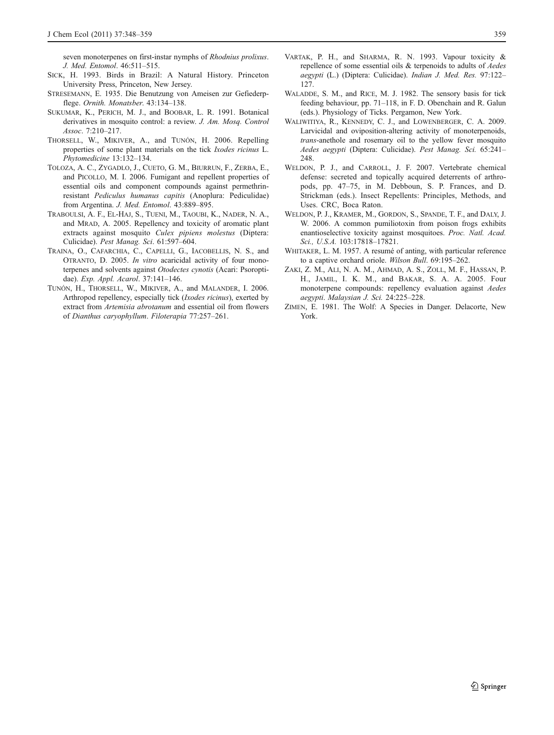seven monoterpenes on first-instar nymphs of *Rhodnius prolixus*. *J. Med. Entomol*. 46:511–515.

SICK, H. 1993. Birds in Brazil: A Natural History. Princeton University Press, Princeton, New Jersey.

STRESEMANN, E. 1935. Die Benutzung von Ameisen zur Gefiederpflege. *Ornith. Monatsber*. 43:134–138.

SUKUMAR, K., PERICH, M. J., and BOOBAR, L. R. 1991. Botanical derivatives in mosquito control: a review. *J. Am. Mosq. Control Assoc*. 7:210–217.

THORSELL, W., MIKIVER, A., and TUNÓN, H. 2006. Repelling properties of some plant materials on the tick *Ixodes ricinus* L. *Phytomedicine* 13:132–134.

TOLOZA, A. C., ZYGADLO, J., CUETO, G. M., BIURRUN, F., ZERBA, E., and PICOLLO, M. I. 2006. Fumigant and repellent properties of essential oils and component compounds against permethrin-resistant *Pediculus humanus capitis* (Anoplura: Pediculidae) from Argentina. *J. Med. Entomol*. 43:889–895.

TRABOULSI, A. F., EL-HAJ, S., TUENI, M., TAOUBI, K., NADER, N. A., and MRAD, A. 2005. Repellency and toxicity of aromatic plant extracts against mosquito *Culex pipiens molestus* (Diptera: Culicidae). *Pest Manag. Sci*. 61:597–604.

TRAINA, O., CAFARCHIA, C., CAPELLI, G., IACOBELLIS, N. S., and OTRANTO, D. 2005. *In vitro* acaricidal activity of four monoterpenes and solvents against *Otodectes cynotis* (Acari: Psoroptidae). *Exp. Appl. Acarol*. 37:141–146.

TUNÓN, H., THORSELL, W., MIKIVER, A., and MALANDER, I. 2006. Arthropod repellency, especially tick (*Ixodes ricinus*), exerted by extract from *Artemisia abrotanum* and essential oil from flowers of *Dianthus caryophyllum*. *Filoterapia* 77:257–261.

VARTAK, P. H., and SHARMA, R. N. 1993. Vapour toxicity & repellence of some essential oils & terpenoids to adults of *Aedes aegypti* (L.) (Diptera: Culicidae). *Indian J. Med. Res.* 97:122–127.

WALADDE, S. M., and RICE, M. J. 1982. The sensory basis for tick feeding behaviour, pp. 71–118, in F. D. Obenchain and R. Galun (eds.). Physiology of Ticks. Pergamon, New York.

WALIWITIYA, R., KENNEDY, C. J., and LOWENBERGER, C. A. 2009. Larvicidal and oviposition-altering activity of monoterpenoids, *trans*-anethole and rosemary oil to the yellow fever mosquito *Aedes aegypti* (Diptera: Culicidae). *Pest Manag. Sci.* 65:241–248.

WELDON, P. J., and CARROLL, J. F. 2007. Vertebrate chemical defense: secreted and topically acquired deterrents of arthropods, pp. 47–75, in M. Debboun, S. P. Frances, and D. Strickman (eds.). Insect Repellents: Principles, Methods, and Uses. CRC, Boca Raton.

WELDON, P. J., KRAMER, M., GORDON, S., SPANDE, T. F., and DALY, J. W. 2006. A common pumiliotoxin from poison frogs exhibits enantioselective toxicity against mosquitoes. *Proc. Natl. Acad. Sci., U.S.A.* 103:17818–17821.

WHITAKER, L. M. 1957. A resumé of anting, with particular reference to a captive orchard oriole. *Wilson Bull*. 69:195–262.

ZAKI, Z. M., ALI, N. A. M., AHMAD, A. S., ZOLL, M. F., HASSAN, P. H., JAMIL, I. K. M., and BAKAR, S. A. A. 2005. Four monoterpene compounds: repellency evaluation against *Aedes aegypti*. *Malaysian J. Sci.* 24:225–228.

ZIMEN, E. 1981. The Wolf: A Species in Danger. Delacorte, New York.